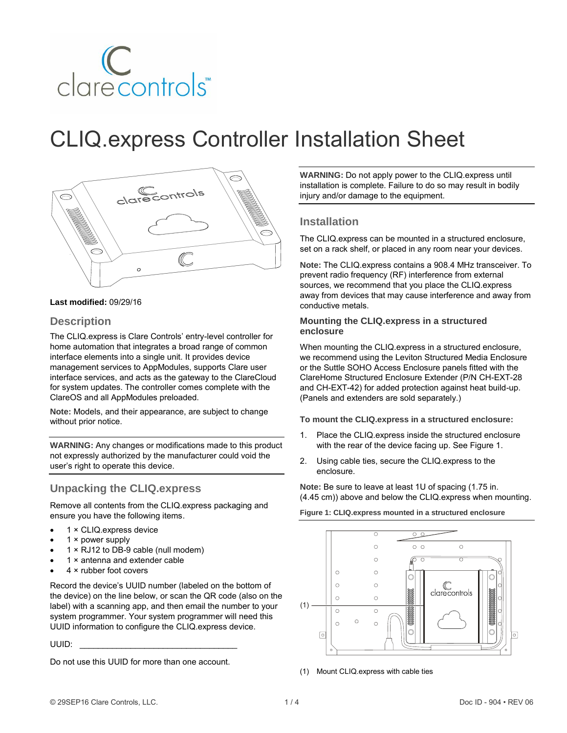# CLIQ.express Controller Installation Sheet

**Last modified:** 09/29/16

## Description

The CLIQ.express is Clare Controls' entry-level controller for home automation that integrates a broad range of common interface elements into a single unit. It provides device management services to AppModules, supports Clare user interface services, and acts as the gateway to the ClareCloud for system updates. The controller comes complete with the ClareOS and all AppModules preloaded.

**Note:** Models, and their appearance, are subject to change without prior notice.

**WARNING:** Any changes or modifications made to this product not expressly authorized by the manufacturer could void the user's right to operate this device.

## Unpacking the CLIQ.express

Remove all contents from the CLIQ.express packaging and ensure you have the following items.

- 1 × CLIQ.express device
- 1 × power supply
- 1 × RJ12 to DB-9 cable (null modem)
- 1 × antenna and extender cable
- 4 × rubber foot covers

Record the device's UUID number (labeled on the bottom of the device) on the line below, or scan the QR code (also on the label) with a scanning app, and then email the number to your system programmer. Your system programmer will need this UUID information to configure the CLIQ.express device.

UUID: ________________________________

Do not use this UUID for more than one account.

**WARNING:** Do not apply power to the CLIQ.express until installation is complete. Failure to do so may result in bodily injury and/or damage to the equipment.

## Installation

The CLIQ.express can be mounted in a structured enclosure, set on a rack shelf, or placed in any room near your devices.

**Note:** The CLIQ.express contains a 908.4 MHz transceiver. To prevent radio frequency (RF) interference from external sources, we recommend that you place the CLIQ.express away from devices that may cause interference and away from conductive metals.

### Mounting the CLIQ.express in a structured enclosure

When mounting the CLIQ.express in a structured enclosure, we recommend using the Leviton Structured Media Enclosure or the Suttle SOHO Access Enclosure panels fitted with the ClareHome Structured Enclosure Extender (P/N CH-EXT-28 and CH-EXT-42) for added protection against heat build-up. (Panels and extenders are sold separately.)

**To mount the CLIQ.express in a structured enclosure:**

1. Place the CLIQ.express inside the structured enclosure with the rear of the device facing up. See Figure 1.
2. Using cable ties, secure the CLIQ.express to the enclosure.

**Note:** Be sure to leave at least 1U of spacing (1.75 in. (4.45 cm)) above and below the CLIQ.express when mounting.

**Figure 1: CLIQ.express mounted in a structured enclosure**

(1) Mount CLIQ.express with cable ties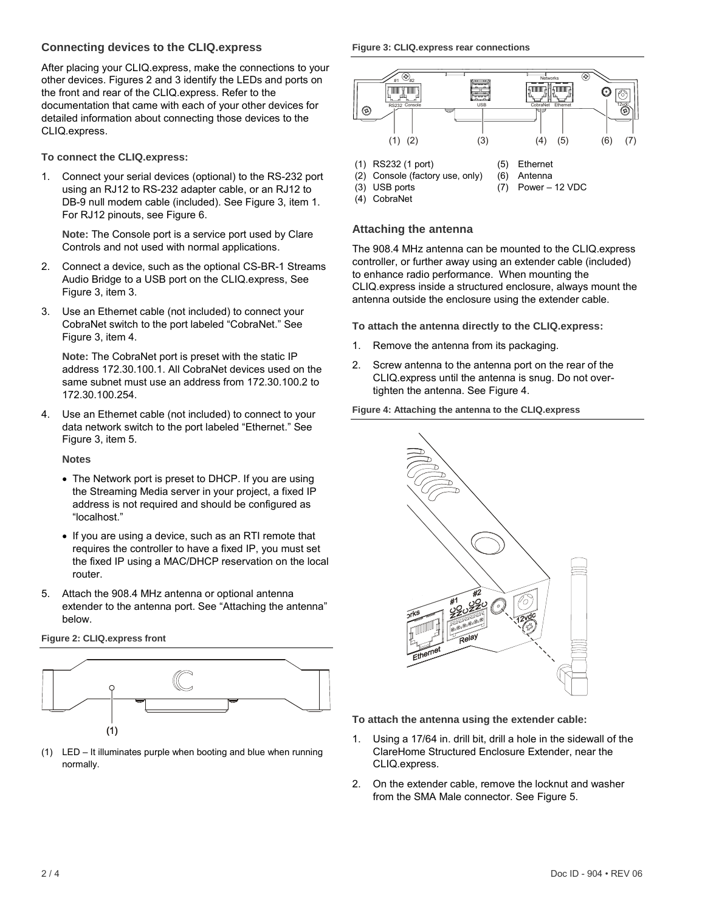## Connecting devices to the CLIQ.express

After placing your CLIQ.express, make the connections to your other devices. Figures 2 and 3 identify the LEDs and ports on the front and rear of the CLIQ.express. Refer to the documentation that came with each of your other devices for detailed information about connecting those devices to the CLIQ.express.

**To connect the CLIQ.express:**

1. Connect your serial devices (optional) to the RS-232 port using an RJ12 to RS-232 adapter cable, or an RJ12 to DB-9 null modem cable (included). See Figure 3, item 1. For RJ12 pinouts, see Figure 6.

   **Note:** The Console port is a service port used by Clare Controls and not used with normal applications.

2. Connect a device, such as the optional CS-BR-1 Streams Audio Bridge to a USB port on the CLIQ.express, See Figure 3, item 3.

3. Use an Ethernet cable (not included) to connect your CobraNet switch to the port labeled "CobraNet." See Figure 3, item 4.

   **Note:** The CobraNet port is preset with the static IP address 172.30.100.1. All CobraNet devices used on the same subnet must use an address from 172.30.100.2 to 172.30.100.254.

4. Use an Ethernet cable (not included) to connect to your data network switch to the port labeled "Ethernet." See Figure 3, item 5.

   **Notes**

   - The Network port is preset to DHCP. If you are using the Streaming Media server in your project, a fixed IP address is not required and should be configured as "localhost."
   - If you are using a device, such as an RTI remote that requires the controller to have a fixed IP, you must set the fixed IP using a MAC/DHCP reservation on the local router.

5. Attach the 908.4 MHz antenna or optional antenna extender to the antenna port. See "Attaching the antenna" below.

**Figure 2: CLIQ.express front**

(1)

(1) LED – It illuminates purple when booting and blue when running normally.

**Figure 3: CLIQ.express rear connections**

#1 #2 RS232 Console USB Networks CobraNet Ethernet 12vdc

(1) (2) (3) (4) (5) (6) (7)

(1) RS232 (1 port)
(2) Console (factory use, only)
(3) USB ports
(4) CobraNet
(5) Ethernet
(6) Antenna
(7) Power – 12 VDC

### Attaching the antenna

The 908.4 MHz antenna can be mounted to the CLIQ.express controller, or further away using an extender cable (included) to enhance radio performance. When mounting the CLIQ.express inside a structured enclosure, always mount the antenna outside the enclosure using the extender cable.

**To attach the antenna directly to the CLIQ.express:**

1. Remove the antenna from its packaging.
2. Screw antenna to the antenna port on the rear of the CLIQ.express until the antenna is snug. Do not over-tighten the antenna. See Figure 4.

**Figure 4: Attaching the antenna to the CLIQ.express**

orks Ethernet #1 #2 Relay 12vdc

**To attach the antenna using the extender cable:**

1. Using a 17/64 in. drill bit, drill a hole in the sidewall of the ClareHome Structured Enclosure Extender, near the CLIQ.express.
2. On the extender cable, remove the locknut and washer from the SMA Male connector. See Figure 5.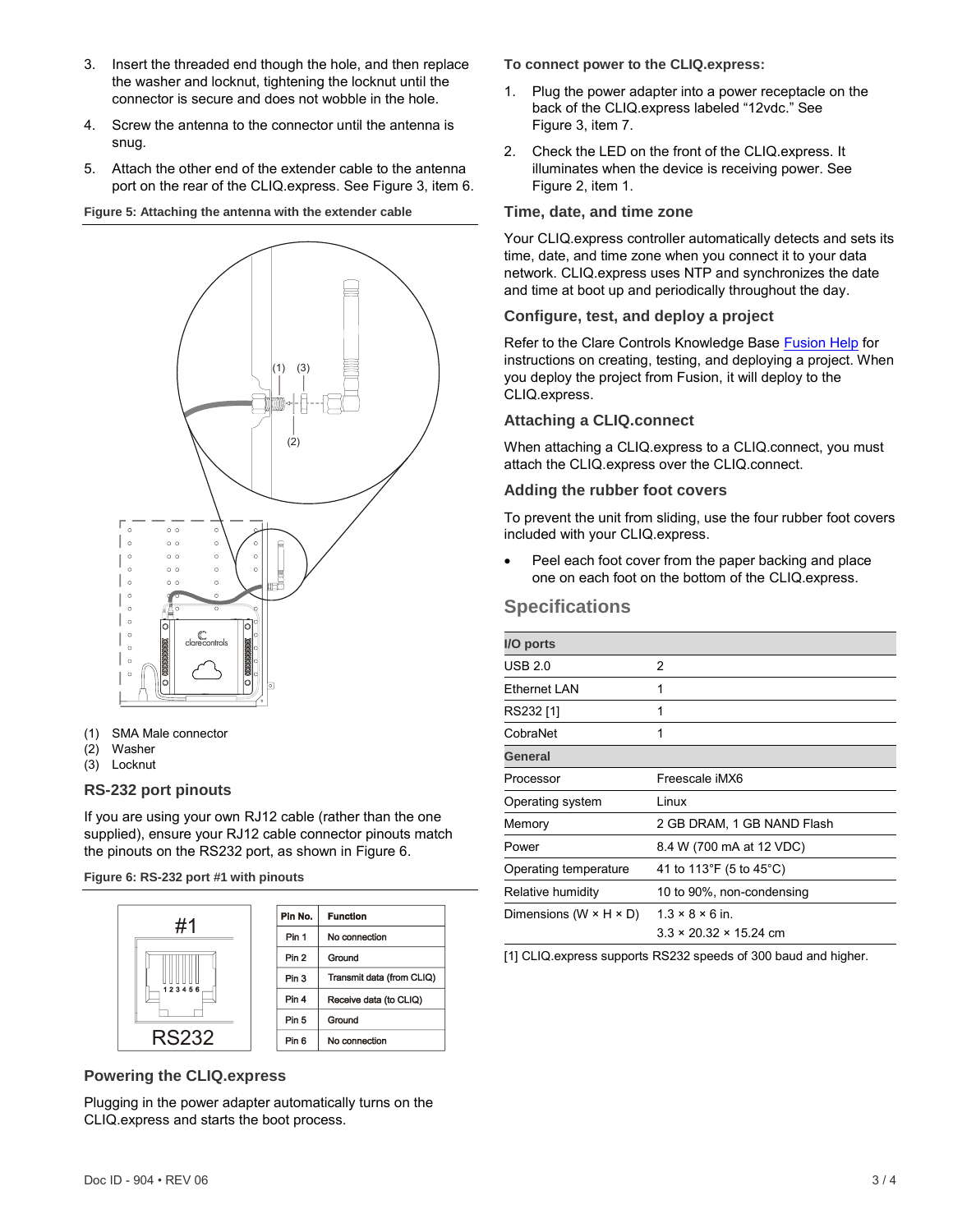3. Insert the threaded end though the hole, and then replace the washer and locknut, tightening the locknut until the connector is secure and does not wobble in the hole.
4. Screw the antenna to the connector until the antenna is snug.
5. Attach the other end of the extender cable to the antenna port on the rear of the CLIQ.express. See Figure 3, item 6.

**Figure 5: Attaching the antenna with the extender cable**

(1) SMA Male connector
(2) Washer
(3) Locknut

### RS-232 port pinouts

If you are using your own RJ12 cable (rather than the one supplied), ensure your RJ12 cable connector pinouts match the pinouts on the RS232 port, as shown in Figure 6.

**Figure 6: RS-232 port #1 with pinouts**

#1
123456
RS232

| Pin No. | Function |
|---|---|
| Pin 1 | No connection |
| Pin 2 | Ground |
| Pin 3 | Transmit data (from CLIQ) |
| Pin 4 | Receive data (to CLIQ) |
| Pin 5 | Ground |
| Pin 6 | No connection |

### Powering the CLIQ.express

Plugging in the power adapter automatically turns on the CLIQ.express and starts the boot process.

**To connect power to the CLIQ.express:**

1. Plug the power adapter into a power receptacle on the back of the CLIQ.express labeled “12vdc.” See Figure 3, item 7.
2. Check the LED on the front of the CLIQ.express. It illuminates when the device is receiving power. See Figure 2, item 1.

### Time, date, and time zone

Your CLIQ.express controller automatically detects and sets its time, date, and time zone when you connect it to your data network. CLIQ.express uses NTP and synchronizes the date and time at boot up and periodically throughout the day.

### Configure, test, and deploy a project

Refer to the Clare Controls Knowledge Base Fusion Help for instructions on creating, testing, and deploying a project. When you deploy the project from Fusion, it will deploy to the CLIQ.express.

### Attaching a CLIQ.connect

When attaching a CLIQ.express to a CLIQ.connect, you must attach the CLIQ.express over the CLIQ.connect.

### Adding the rubber foot covers

To prevent the unit from sliding, use the four rubber foot covers included with your CLIQ.express.

- Peel each foot cover from the paper backing and place one on each foot on the bottom of the CLIQ.express.

## Specifications

| | |
|---|---|
| **I/O ports** | |
| USB 2.0 | 2 |
| Ethernet LAN | 1 |
| RS232 [1] | 1 |
| CobraNet | 1 |
| **General** | |
| Processor | Freescale iMX6 |
| Operating system | Linux |
| Memory | 2 GB DRAM, 1 GB NAND Flash |
| Power | 8.4 W (700 mA at 12 VDC) |
| Operating temperature | 41 to 113°F (5 to 45°C) |
| Relative humidity | 10 to 90%, non-condensing |
| Dimensions (W × H × D) | 1.3 × 8 × 6 in.<br>3.3 × 20.32 × 15.24 cm |

[1] CLIQ.express supports RS232 speeds of 300 baud and higher.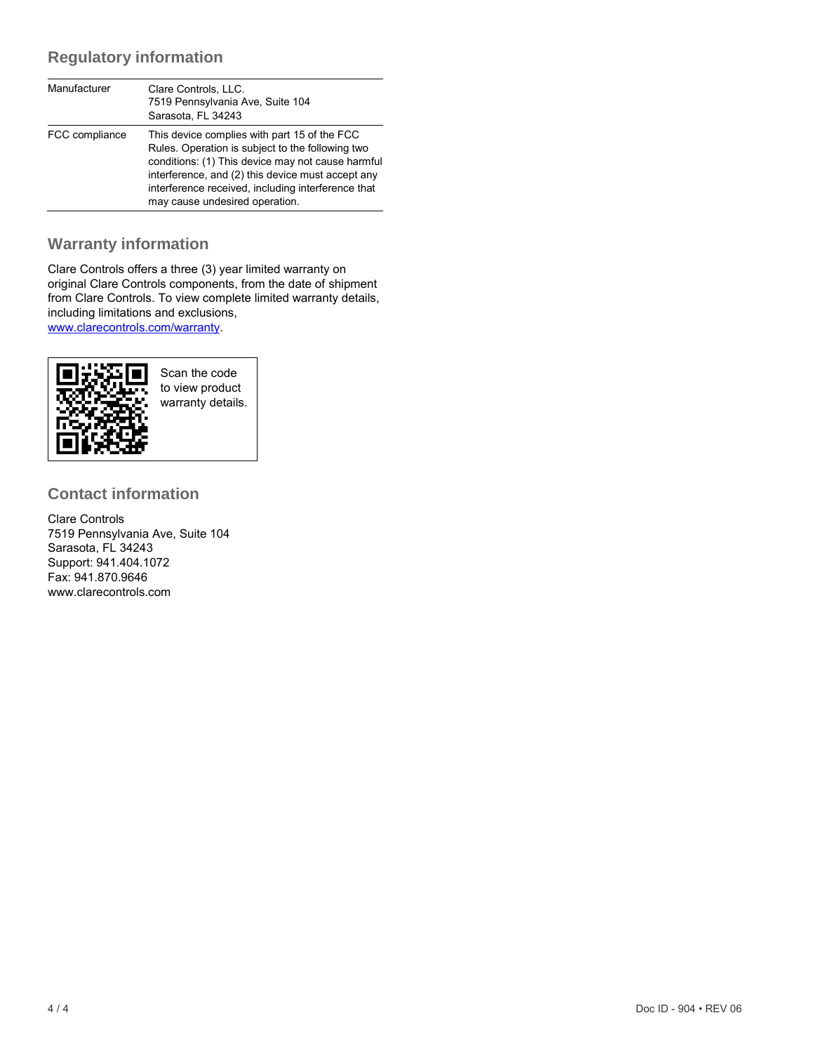## Regulatory information

| | |
|---|---|
| Manufacturer | Clare Controls, LLC.<br>7519 Pennsylvania Ave, Suite 104<br>Sarasota, FL 34243 |
| FCC compliance | This device complies with part 15 of the FCC Rules. Operation is subject to the following two conditions: (1) This device may not cause harmful interference, and (2) this device must accept any interference received, including interference that may cause undesired operation. |

## Warranty information

Clare Controls offers a three (3) year limited warranty on original Clare Controls components, from the date of shipment from Clare Controls. To view complete limited warranty details, including limitations and exclusions, www.clarecontrols.com/warranty.

Scan the code to view product warranty details.

## Contact information

Clare Controls
7519 Pennsylvania Ave, Suite 104
Sarasota, FL 34243
Support: 941.404.1072
Fax: 941.870.9646
www.clarecontrols.com

Doc ID - 904 • REV 06